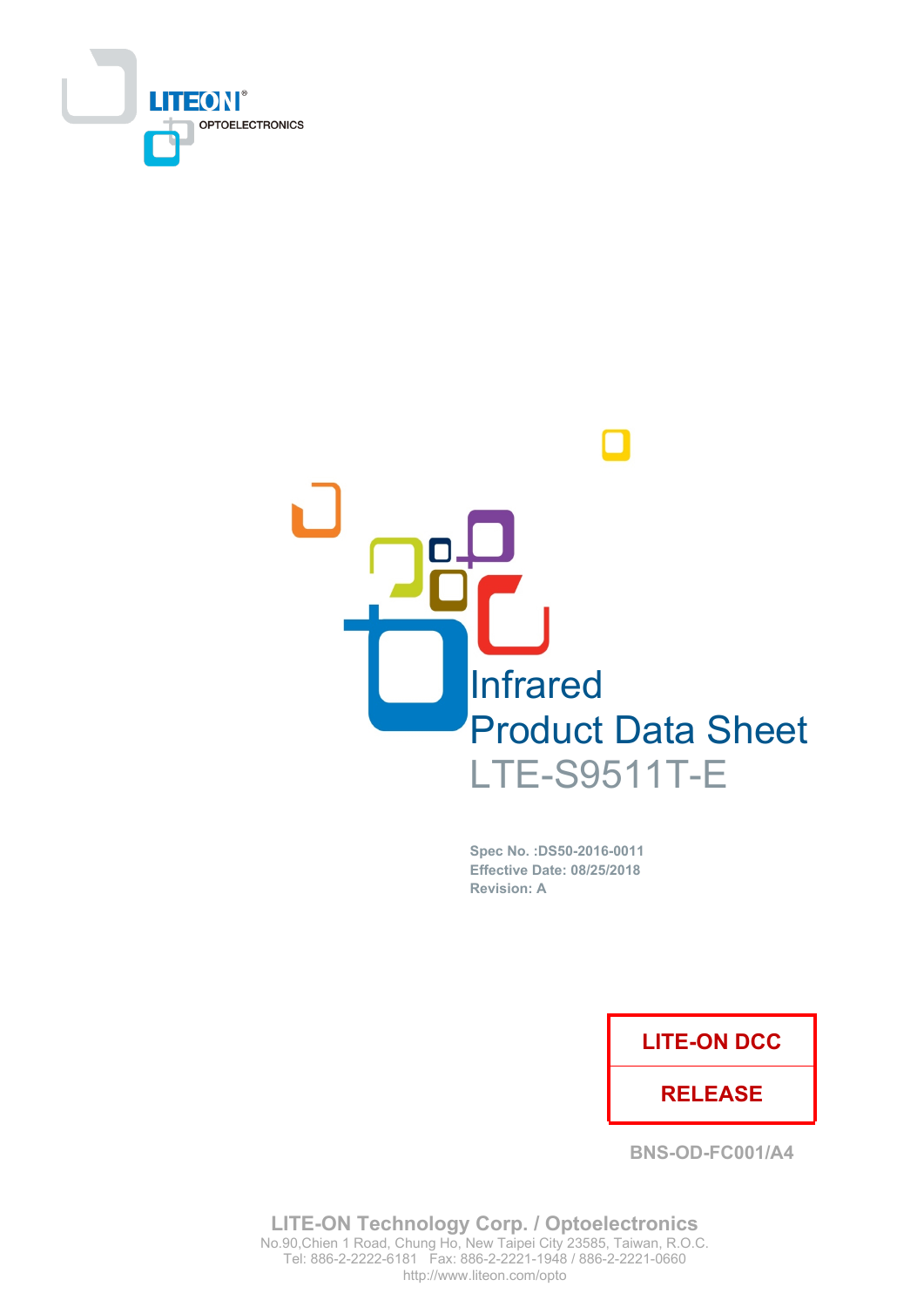LITEON® OPTOELECTRONICS

# Infrared
# Product Data Sheet
## LTE-S9511T-E

**Spec No. :DS50-2016-0011**
**Effective Date: 08/25/2018**
**Revision: A**

| LITE-ON DCC |
| --- |
| RELEASE |

BNS-OD-FC001/A4

**LITE-ON Technology Corp. / Optoelectronics**
No.90,Chien 1 Road, Chung Ho, New Taipei City 23585, Taiwan, R.O.C.
Tel: 886-2-2222-6181 Fax: 886-2-2221-1948 / 886-2-2221-0660
http://www.liteon.com/opto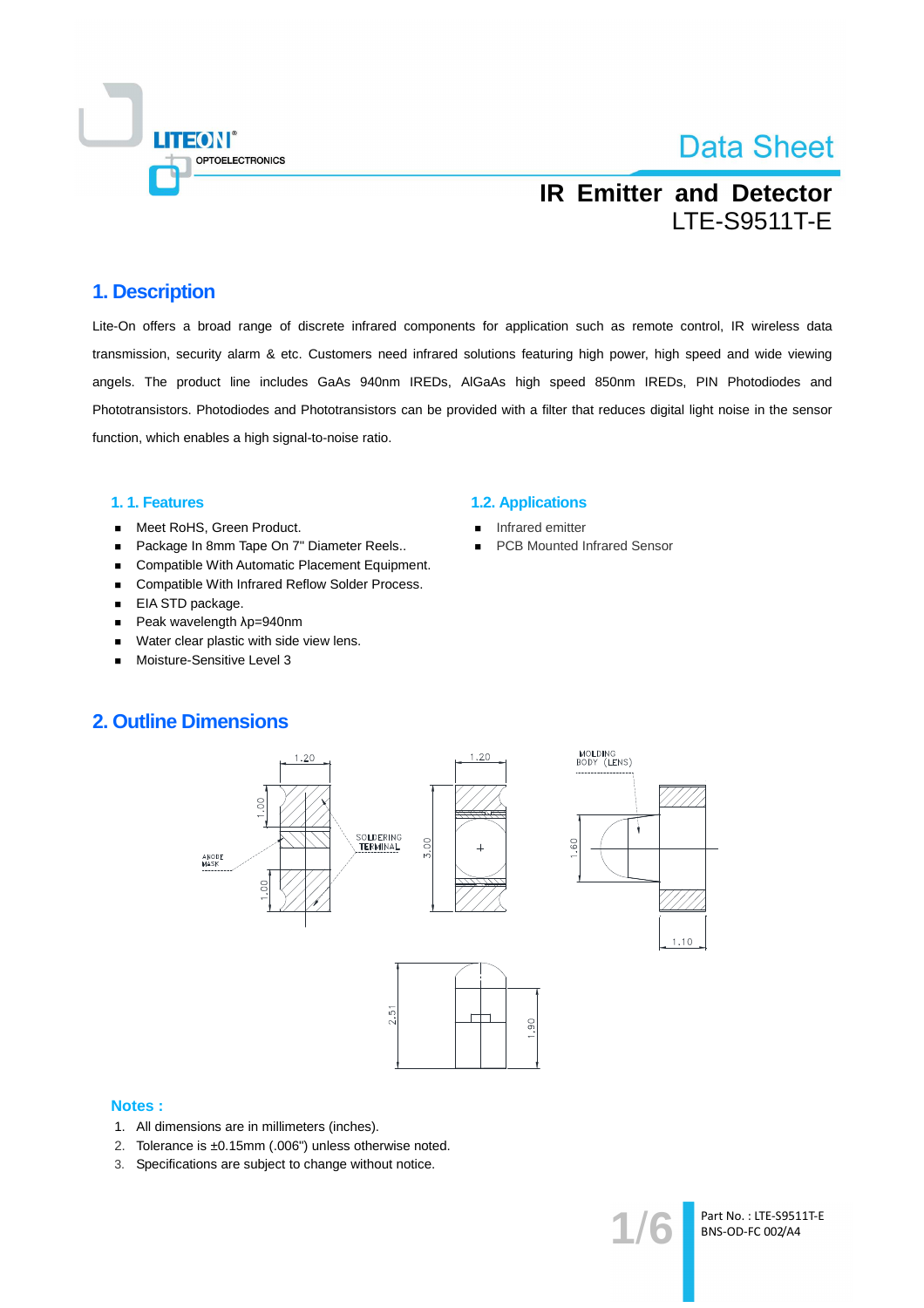# IR Emitter and Detector
## LTE-S9511T-E

## 1. Description

Lite-On offers a broad range of discrete infrared components for application such as remote control, IR wireless data transmission, security alarm & etc. Customers need infrared solutions featuring high power, high speed and wide viewing angels. The product line includes GaAs 940nm IREDs, AlGaAs high speed 850nm IREDs, PIN Photodiodes and Phototransistors. Photodiodes and Phototransistors can be provided with a filter that reduces digital light noise in the sensor function, which enables a high signal-to-noise ratio.

### 1. 1. Features

- Meet RoHS, Green Product.
- Package In 8mm Tape On 7" Diameter Reels..
- Compatible With Automatic Placement Equipment.
- Compatible With Infrared Reflow Solder Process.
- EIA STD package.
- Peak wavelength λp=940nm
- Water clear plastic with side view lens.
- Moisture-Sensitive Level 3

### 1.2. Applications

- Infrared emitter
- PCB Mounted Infrared Sensor

## 2. Outline Dimensions

**Notes :**

1. All dimensions are in millimeters (inches).
2. Tolerance is ±0.15mm (.006") unless otherwise noted.
3. Specifications are subject to change without notice.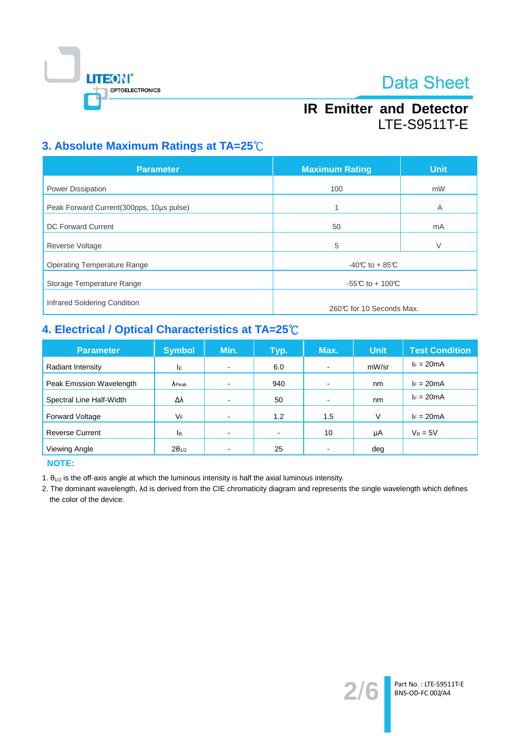## 3. Absolute Maximum Ratings at TA=25℃

| Parameter | Maximum Rating | Unit |
|---|---|---|
| Power Dissipation | 100 | mW |
| Peak Forward Current(300pps, 10μs pulse) | 1 | A |
| DC Forward Current | 50 | mA |
| Reverse Voltage | 5 | V |
| Operating Temperature Range | -40℃ to + 85℃ | |
| Storage Temperature Range | -55℃ to + 100℃ | |
| Infrared Soldering Condition | 260℃ for 10 Seconds Max. | |

## 4. Electrical / Optical Characteristics at TA=25℃

| Parameter | Symbol | Min. | Typ. | Max. | Unit | Test Condition |
|---|---|---|---|---|---|---|
| Radiant Intensity | $I_E$ | - | 6.0 | - | mW/sr | $I_F$ = 20mA |
| Peak Emission Wavelength | $\lambda_{Peak}$ | - | 940 | - | nm | $I_F$ = 20mA |
| Spectral Line Half-Width | Δλ | - | 50 | - | nm | $I_F$ = 20mA |
| Forward Voltage | $V_F$ | - | 1.2 | 1.5 | V | $I_F$ = 20mA |
| Reverse Current | $I_R$ | - | - | 10 | μA | $V_R$ = 5V |
| Viewing Angle | $2\theta_{1/2}$ | - | 25 | - | deg | |

**NOTE:**

1. $\theta_{1/2}$ is the off-axis angle at which the luminous intensity is half the axial luminous intensity.
2. The dominant wavelength, λd is derived from the CIE chromaticity diagram and represents the single wavelength which defines the color of the device.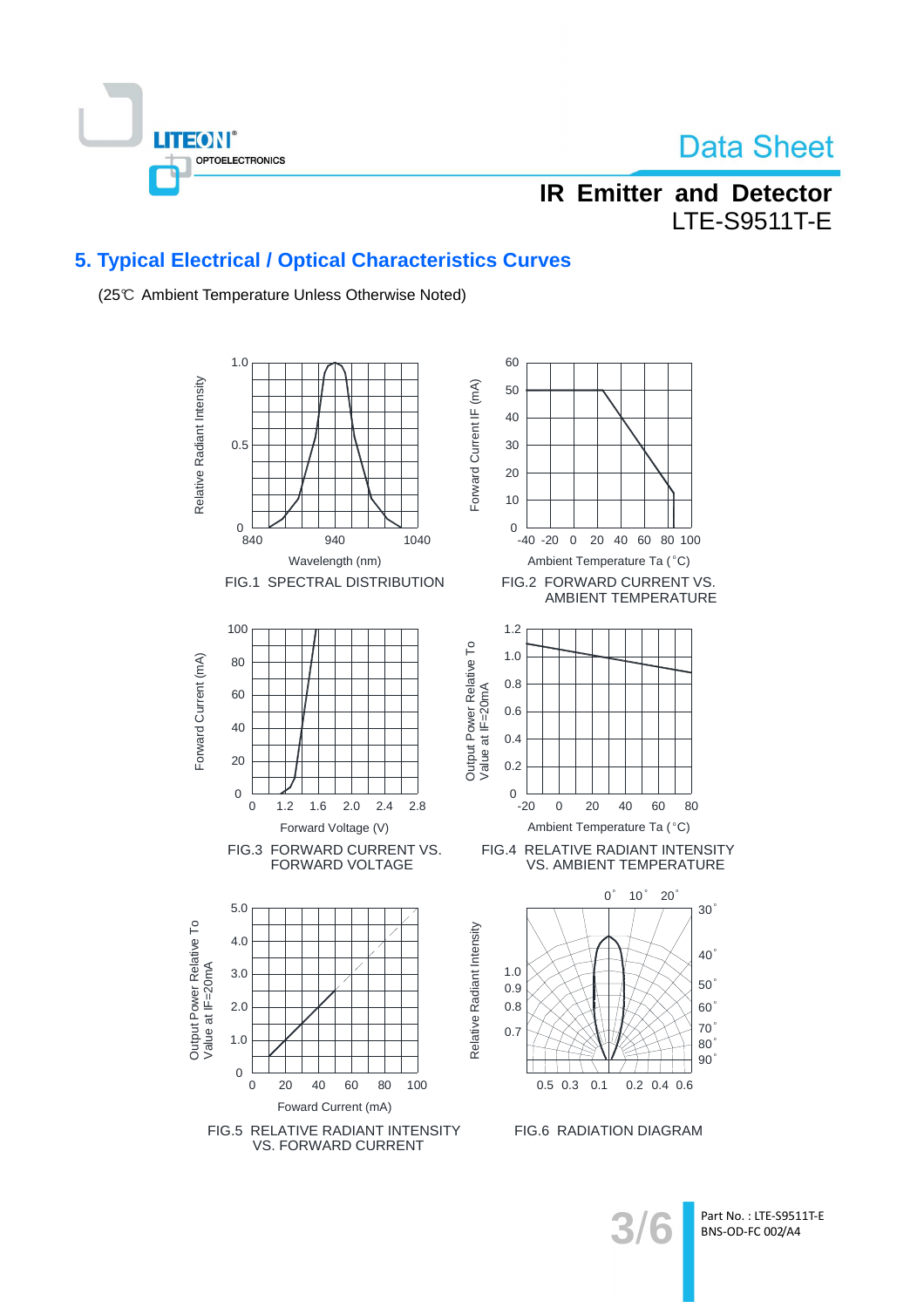## 5. Typical Electrical / Optical Characteristics Curves

(25℃ Ambient Temperature Unless Otherwise Noted)

Relative Radiant Intensity

1.0

0.5

0

840 940 1040

Wavelength (nm)

FIG.1 SPECTRAL DISTRIBUTION

Forward Current IF (mA)

60 50 40 30 20 10 0

-40 -20 0 20 40 60 80 100

Ambient Temperature Ta (°C)

FIG.2 FORWARD CURRENT VS. AMBIENT TEMPERATURE

Foward Current (mA)

100 80 60 40 20 0

0 1.2 1.6 2.0 2.4 2.8

Forward Voltage (V)

FIG.3 FORWARD CURRENT VS. FORWARD VOLTAGE

Output Power Relative To Value at IF=20mA

1.2 1.0 0.8 0.6 0.4 0.2 0

-20 0 20 40 60 80

Ambient Temperature Ta (°C)

FIG.4 RELATIVE RADIANT INTENSITY VS. AMBIENT TEMPERATURE

Output Power Relative To Value at IF=20mA

5.0 4.0 3.0 2.0 1.0 0

0 20 40 60 80 100

Foward Current (mA)

FIG.5 RELATIVE RADIANT INTENSITY VS. FORWARD CURRENT

Relative Radiant Intensity

0° 10° 20° 30° 40° 50° 60° 70° 80° 90°

1.0 0.9 0.8 0.7

0.5 0.3 0.1 0.2 0.4 0.6

FIG.6 RADIATION DIAGRAM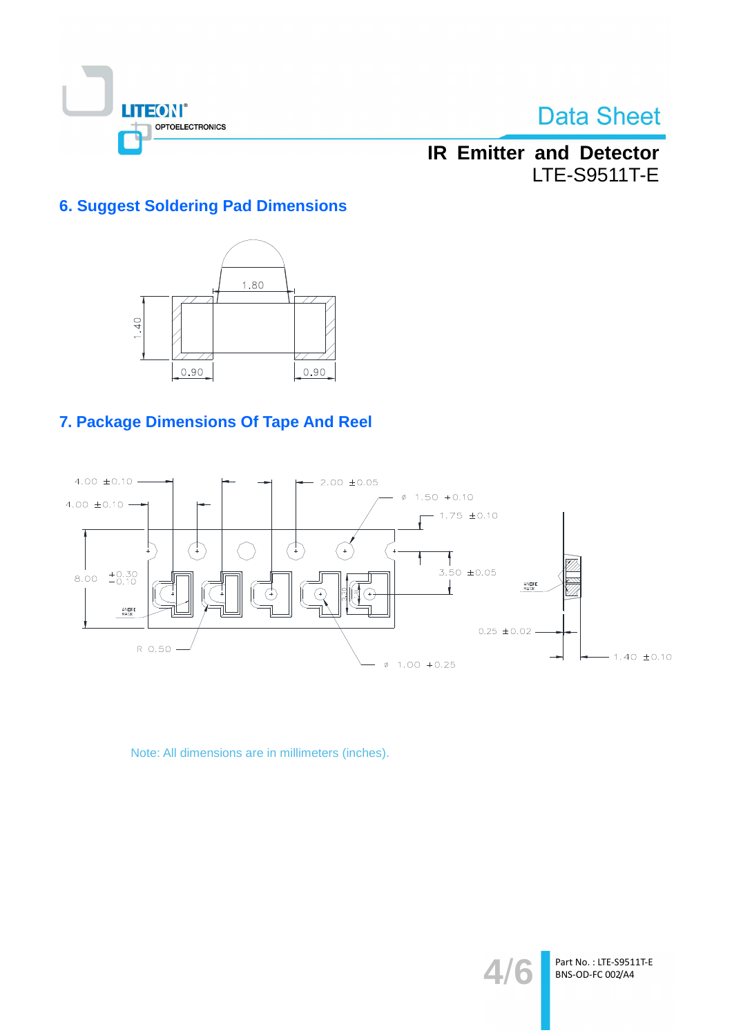## 6. Suggest Soldering Pad Dimensions

1.80

1.40

0.90 0.90

## 7. Package Dimensions Of Tape And Reel

4.00 ±0.10

4.00 ±0.10

2.00 ±0.05

ø 1.50 +0.10

1.75 ±0.10

8.00 +0.30 −0.10

3.50 ±0.05

ANODE MARK

ANODE MARK

0.25 ±0.02

R 0.50

ø 1.00 +0.25

1.40 ±0.10

Note: All dimensions are in millimeters (inches).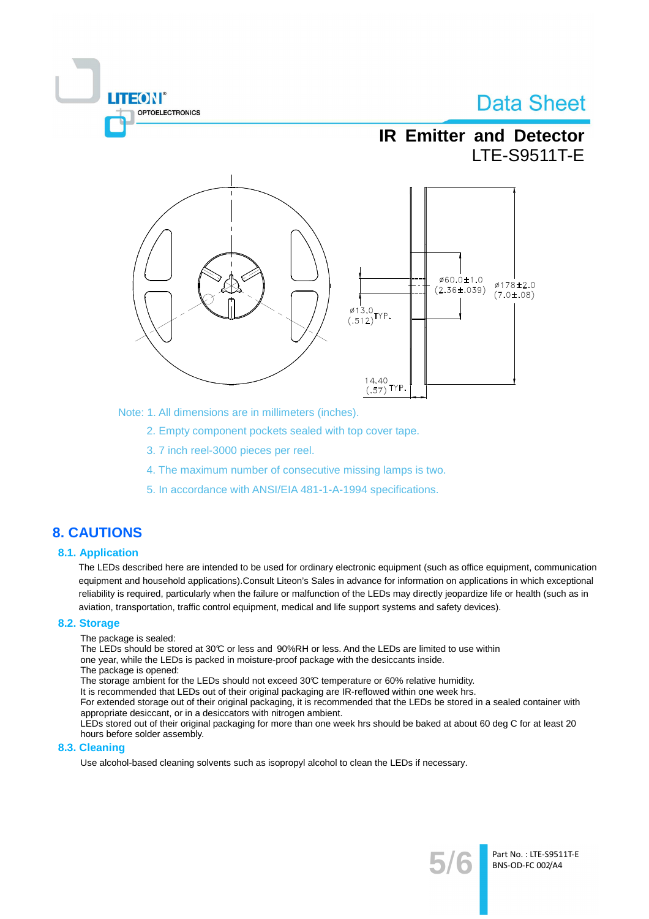Note: 1. All dimensions are in millimeters (inches).

2. Empty component pockets sealed with top cover tape.

3. 7 inch reel-3000 pieces per reel.

4. The maximum number of consecutive missing lamps is two.

5. In accordance with ANSI/EIA 481-1-A-1994 specifications.

# 8. CAUTIONS

## 8.1. Application

The LEDs described here are intended to be used for ordinary electronic equipment (such as office equipment, communication equipment and household applications).Consult Liteon's Sales in advance for information on applications in which exceptional reliability is required, particularly when the failure or malfunction of the LEDs may directly jeopardize life or health (such as in aviation, transportation, traffic control equipment, medical and life support systems and safety devices).

## 8.2. Storage

The package is sealed:
The LEDs should be stored at 30℃ or less and 90%RH or less. And the LEDs are limited to use within one year, while the LEDs is packed in moisture-proof package with the desiccants inside.
The package is opened:
The storage ambient for the LEDs should not exceed 30℃ temperature or 60% relative humidity.
It is recommended that LEDs out of their original packaging are IR-reflowed within one week hrs.
For extended storage out of their original packaging, it is recommended that the LEDs be stored in a sealed container with appropriate desiccant, or in a desiccators with nitrogen ambient.
LEDs stored out of their original packaging for more than one week hrs should be baked at about 60 deg C for at least 20 hours before solder assembly.

## 8.3. Cleaning

Use alcohol-based cleaning solvents such as isopropyl alcohol to clean the LEDs if necessary.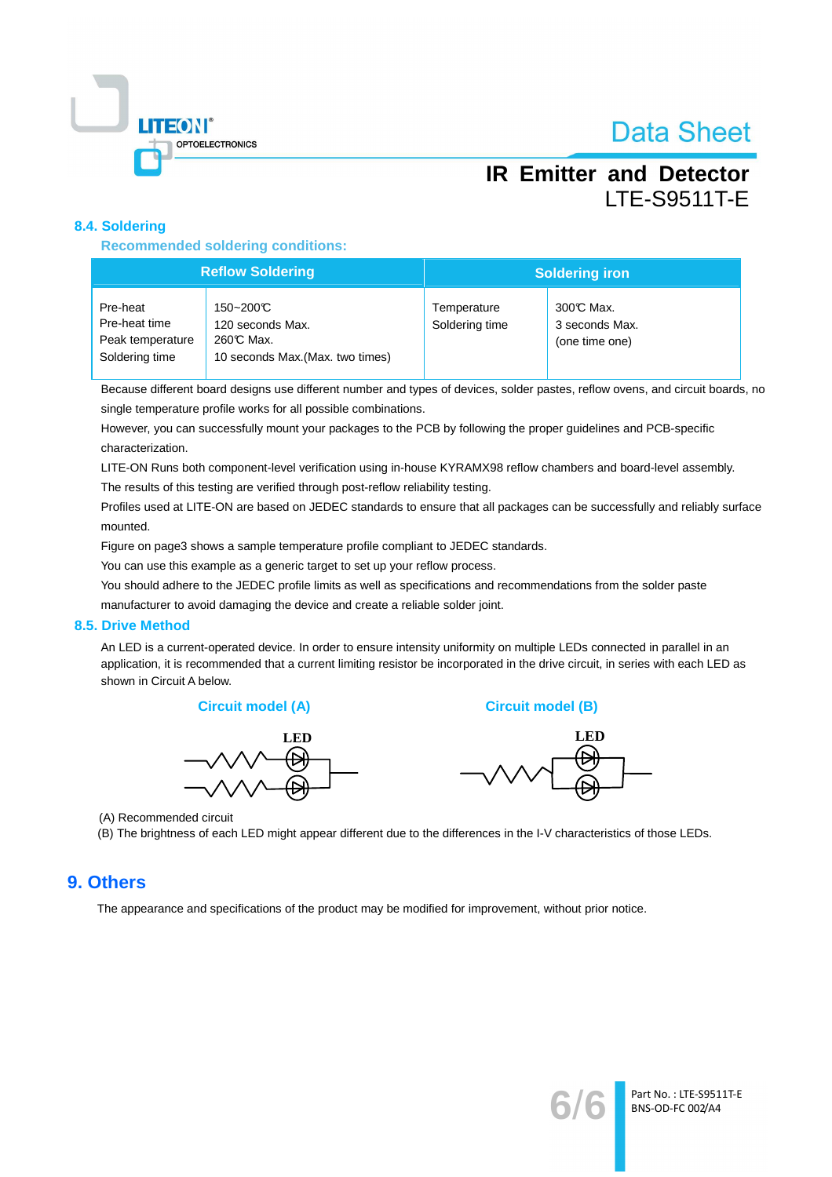### 8.4. Soldering

Recommended soldering conditions:

| Reflow Soldering | | Soldering iron | |
|---|---|---|---|
| Pre-heat<br>Pre-heat time<br>Peak temperature<br>Soldering time | 150~200℃<br>120 seconds Max.<br>260℃ Max.<br>10 seconds Max.(Max. two times) | Temperature<br>Soldering time | 300℃ Max.<br>3 seconds Max.<br>(one time one) |

Because different board designs use different number and types of devices, solder pastes, reflow ovens, and circuit boards, no single temperature profile works for all possible combinations.

However, you can successfully mount your packages to the PCB by following the proper guidelines and PCB-specific characterization.

LITE-ON Runs both component-level verification using in-house KYRAMX98 reflow chambers and board-level assembly. The results of this testing are verified through post-reflow reliability testing.

Profiles used at LITE-ON are based on JEDEC standards to ensure that all packages can be successfully and reliably surface mounted.

Figure on page3 shows a sample temperature profile compliant to JEDEC standards.

You can use this example as a generic target to set up your reflow process.

You should adhere to the JEDEC profile limits as well as specifications and recommendations from the solder paste manufacturer to avoid damaging the device and create a reliable solder joint.

### 8.5. Drive Method

An LED is a current-operated device. In order to ensure intensity uniformity on multiple LEDs connected in parallel in an application, it is recommended that a current limiting resistor be incorporated in the drive circuit, in series with each LED as shown in Circuit A below.

Circuit model (A)

LED

Circuit model (B)

LED

(A) Recommended circuit

(B) The brightness of each LED might appear different due to the differences in the I-V characteristics of those LEDs.

## 9. Others

The appearance and specifications of the product may be modified for improvement, without prior notice.